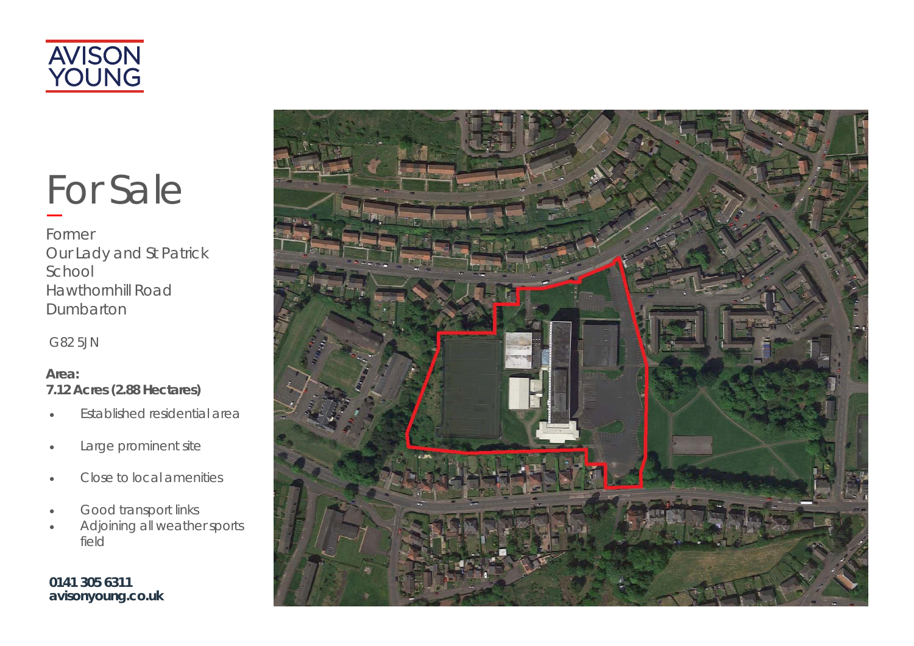AVISON YOUNG

# For Sale

Former
Our Lady and St Patrick School
Hawthornhill Road
Dumbarton

G82 5JN

**Area:**
**7.12 Acres (2.88 Hectares)**

- Established residential area
- Large prominent site
- Close to local amenities
- Good transport links
- Adjoining all weather sports field

**0141 305 6311**
**avisonyoung.co.uk**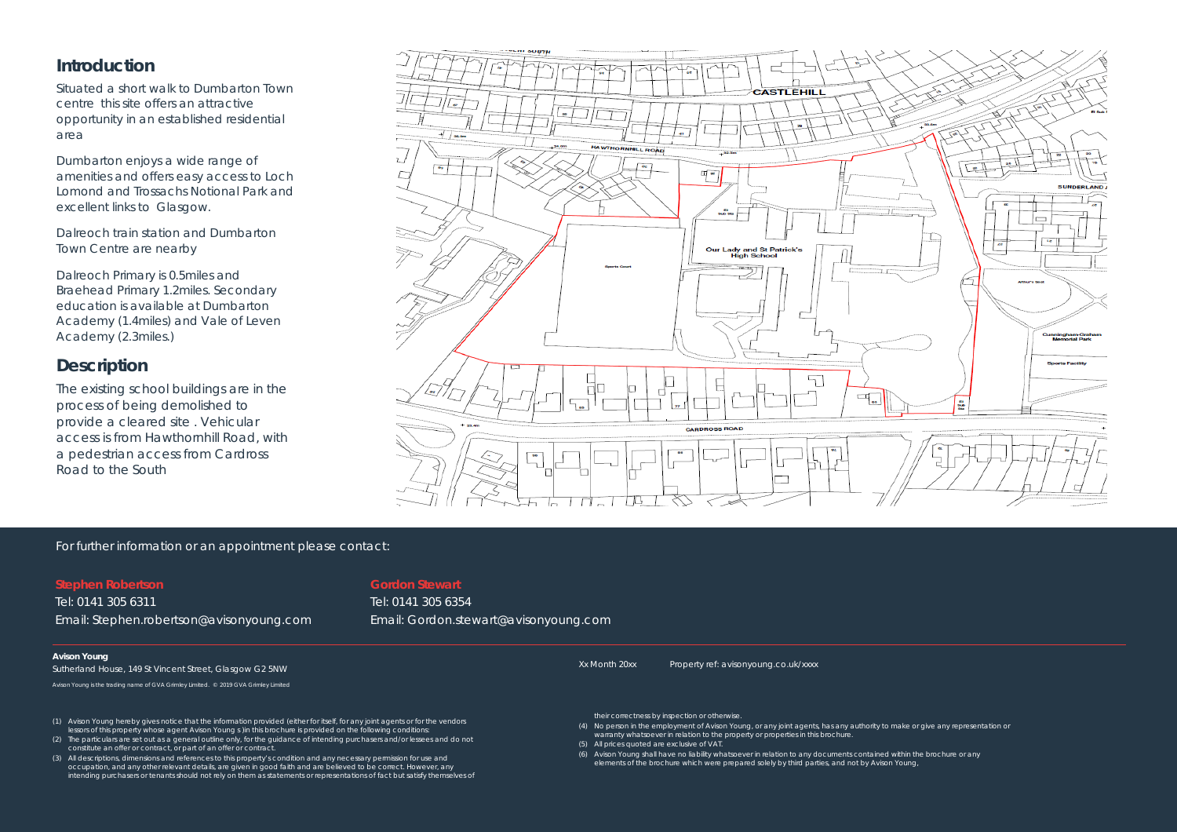## Introduction

Situated a short walk to Dumbarton Town centre this site offers an attractive opportunity in an established residential area

Dumbarton enjoys a wide range of amenities and offers easy access to Loch Lomond and Trossachs Notional Park and excellent links to Glasgow.

Dalreoch train station and Dumbarton Town Centre are nearby

Dalreoch Primary is 0.5miles and Braehead Primary 1.2miles. Secondary education is available at Dumbarton Academy (1.4miles) and Vale of Leven Academy (2.3miles.)

## Description

The existing school buildings are in the process of being demolished to provide a cleared site . Vehicular access is from Hawthornhill Road, with a pedestrian access from Cardross Road to the South

For further information or an appointment please contact:

**Stephen Robertson**
Tel: 0141 305 6311
Email: Stephen.robertson@avisonyoung.com

**Gordon Stewart**
Tel: 0141 305 6354
Email: Gordon.stewart@avisonyoung.com

**Avison Young**
Sutherland House, 149 St Vincent Street, Glasgow G2 5NW

Avison Young is the trading name of GVA Grimley Limited. © 2019 GVA Grimley Limited

Xx Month 20xx

Property ref: avisonyoung.co.uk/xxxx

(1) Avison Young hereby gives notice that the information provided (either for itself, for any joint agents or for the vendors lessors of this property whose agent Avison Young s )in this brochure is provided on the following conditions:
(2) The particulars are set out as a general outline only, for the guidance of intending purchasers and/or lessees and do not constitute an offer or contract, or part of an offer or contract.
(3) All descriptions, dimensions and references to this property's condition and any necessary permission for use and occupation, and any other relevant details, are given in good faith and are believed to be correct. However, any intending purchasers or tenants should not rely on them as statements or representations of fact but satisfy themselves of their correctness by inspection or otherwise.
(4) No person in the employment of Avison Young, or any joint agents, has any authority to make or give any representation or warranty whatsoever in relation to the property or properties in this brochure.
(5) All prices quoted are exclusive of VAT.
(6) Avison Young shall have no liability whatsoever in relation to any documents contained within the brochure or any elements of the brochure which were prepared solely by third parties, and not by Avison Young,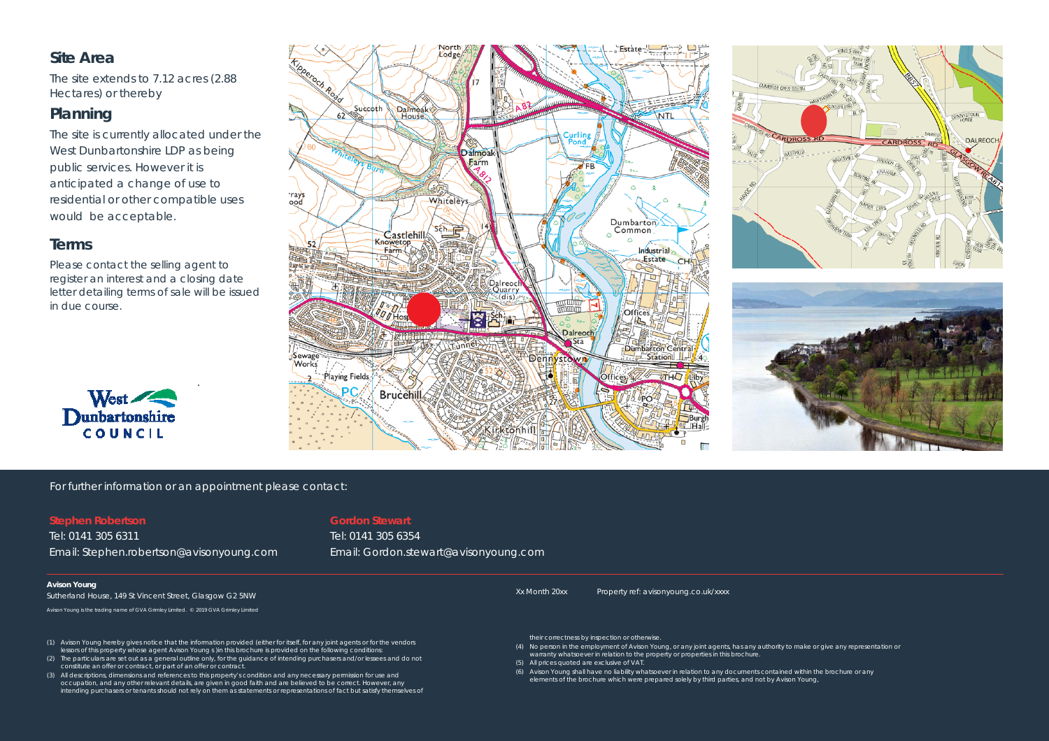## Site Area

The site extends to 7.12 acres (2.88 Hectares) or thereby

## Planning

The site is currently allocated under the West Dunbartonshire LDP as being public services. However it is anticipated a change of use to residential or other compatible uses would be acceptable.

## Terms

Please contact the selling agent to register an interest and a closing date letter detailing terms of sale will be issued in due course.

For further information or an appointment please contact:

**Stephen Robertson**
Tel: 0141 305 6311
Email: Stephen.robertson@avisonyoung.com

**Gordon Stewart**
Tel: 0141 305 6354
Email: Gordon.stewart@avisonyoung.com

**Avison Young**
Sutherland House, 149 St Vincent Street, Glasgow G2 5NW

Avison Young is the trading name of GVA Grimley Limited. © 2019 GVA Grimley Limited

Xx Month 20xx

Property ref: avisonyoung.co.uk/xxxx

(1) Avison Young hereby gives notice that the information provided (either for itself, for any joint agents or for the vendors lessors of this property whose agent Avison Young s )in this brochure is provided on the following conditions:
(2) The particulars are set out as a general outline only, for the guidance of intending purchasers and/or lessees and do not constitute an offer or contract, or part of an offer or contract.
(3) All descriptions, dimensions and references to this property's condition and any necessary permission for use and occupation, and any other relevant details, are given in good faith and are believed to be correct. However, any intending purchasers or tenants should not rely on them as statements or representations of fact but satisfy themselves of their correctness by inspection or otherwise.
(4) No person in the employment of Avison Young, or any joint agents, has any authority to make or give any representation or warranty whatsoever in relation to the property or properties in this brochure.
(5) All prices quoted are exclusive of VAT.
(6) Avison Young shall have no liability whatsoever in relation to any documents contained within the brochure or any elements of the brochure which were prepared solely by third parties, and not by Avison Young,